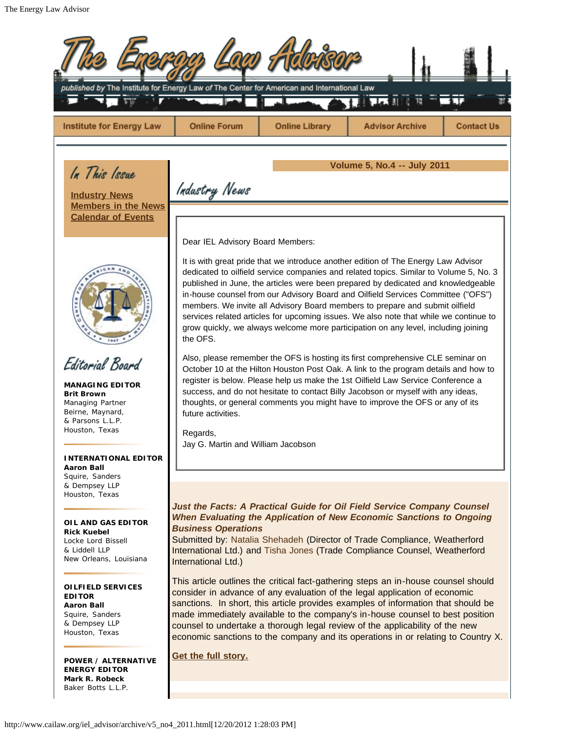# The Energy Law Advisor

*published by* The Institute for Energy Law of The Center for American and International Law

Institute for Energy Law | Online Forum | Online Library | Advisor Archive | Contact Us

## In This Issue

**Industry News**
**Members in the News**
**Calendar of Events**

## Editorial Board

**MANAGING EDITOR**
**Brit Brown**
Managing Partner
Beirne, Maynard, & Parsons L.L.P.
Houston, Texas

**INTERNATIONAL EDITOR**
**Aaron Ball**
Squire, Sanders & Dempsey LLP
Houston, Texas

**OIL AND GAS EDITOR**
**Rick Kuebel**
Locke Lord Bissell & Liddell LLP
New Orleans, Louisiana

**OILFIELD SERVICES EDITOR**
**Aaron Ball**
Squire, Sanders & Dempsey LLP
Houston, Texas

**POWER / ALTERNATIVE ENERGY EDITOR**
**Mark R. Robeck**
Baker Botts L.L.P.

**Volume 5, No.4 -- July 2011**

## Industry News

Dear IEL Advisory Board Members:

It is with great pride that we introduce another edition of The Energy Law Advisor dedicated to oilfield service companies and related topics. Similar to Volume 5, No. 3 published in June, the articles were been prepared by dedicated and knowledgeable in-house counsel from our Advisory Board and Oilfield Services Committee ("OFS") members. We invite all Advisory Board members to prepare and submit oilfield services related articles for upcoming issues. We also note that while we continue to grow quickly, we always welcome more participation on any level, including joining the OFS.

Also, please remember the OFS is hosting its first comprehensive CLE seminar on October 10 at the Hilton Houston Post Oak. A link to the program details and how to register is below. Please help us make the 1st Oilfield Law Service Conference a success, and do not hesitate to contact Billy Jacobson or myself with any ideas, thoughts, or general comments you might have to improve the OFS or any of its future activities.

Regards,
Jay G. Martin and William Jacobson

***Just the Facts: A Practical Guide for Oil Field Service Company Counsel When Evaluating the Application of New Economic Sanctions to Ongoing Business Operations***

Submitted by: Natalia Shehadeh (Director of Trade Compliance, Weatherford International Ltd.) and Tisha Jones (Trade Compliance Counsel, Weatherford International Ltd.)

This article outlines the critical fact-gathering steps an in-house counsel should consider in advance of any evaluation of the legal application of economic sanctions. In short, this article provides examples of information that should be made immediately available to the company's in-house counsel to best position counsel to undertake a thorough legal review of the applicability of the new economic sanctions to the company and its operations in or relating to Country X.

**Get the full story.**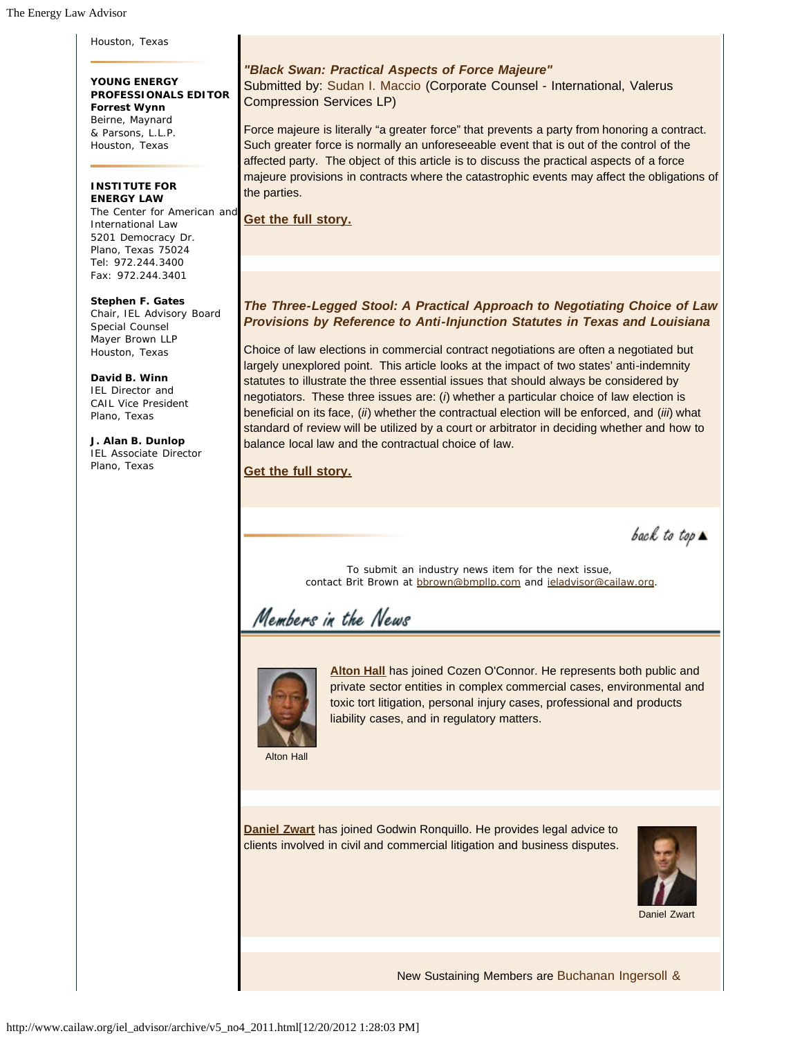Houston, Texas

**YOUNG ENERGY PROFESSIONALS EDITOR**
**Forrest Wynn**
Beirne, Maynard & Parsons, L.L.P.
Houston, Texas

**INSTITUTE FOR ENERGY LAW**
The Center for American and International Law
5201 Democracy Dr.
Plano, Texas 75024
Tel: 972.244.3400
Fax: 972.244.3401

**Stephen F. Gates**
Chair, IEL Advisory Board
Special Counsel
Mayer Brown LLP
Houston, Texas

**David B. Winn**
IEL Director and
CAIL Vice President
Plano, Texas

**J. Alan B. Dunlop**
IEL Associate Director
Plano, Texas

***"Black Swan: Practical Aspects of Force Majeure"***
Submitted by: Sudan I. Maccio (Corporate Counsel - International, Valerus Compression Services LP)

Force majeure is literally "a greater force" that prevents a party from honoring a contract. Such greater force is normally an unforeseeable event that is out of the control of the affected party. The object of this article is to discuss the practical aspects of a force majeure provisions in contracts where the catastrophic events may affect the obligations of the parties.

**Get the full story.**

***The Three-Legged Stool: A Practical Approach to Negotiating Choice of Law Provisions by Reference to Anti-Injunction Statutes in Texas and Louisiana***

Choice of law elections in commercial contract negotiations are often a negotiated but largely unexplored point. This article looks at the impact of two states' anti-indemnity statutes to illustrate the three essential issues that should always be considered by negotiators. These three issues are: (*i*) whether a particular choice of law election is beneficial on its face, (*ii*) whether the contractual election will be enforced, and (*iii*) what standard of review will be utilized by a court or arbitrator in deciding whether and how to balance local law and the contractual choice of law.

**Get the full story.**

back to top ▲

To submit an industry news item for the next issue, contact Brit Brown at bbrown@bmpllp.com and ieladvisor@cailaw.org.

## Members in the News

Alton Hall

**Alton Hall** has joined Cozen O'Connor. He represents both public and private sector entities in complex commercial cases, environmental and toxic tort litigation, personal injury cases, professional and products liability cases, and in regulatory matters.

**Daniel Zwart** has joined Godwin Ronquillo. He provides legal advice to clients involved in civil and commercial litigation and business disputes.

Daniel Zwart

New Sustaining Members are Buchanan Ingersoll &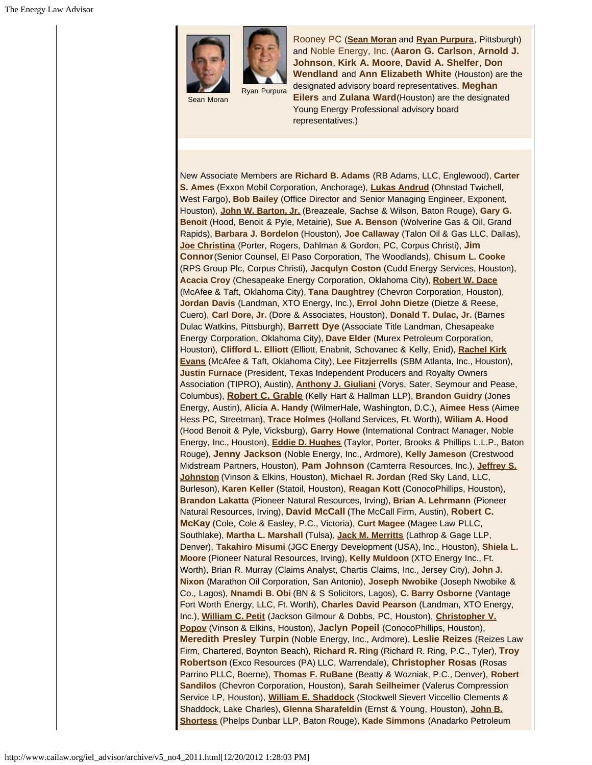Sean Moran

Ryan Purpura

Rooney PC (**Sean Moran** and **Ryan Purpura**, Pittsburgh) and Noble Energy, Inc. (**Aaron G. Carlson**, **Arnold J. Johnson**, **Kirk A. Moore**, **David A. Shelfer**, **Don Wendland** and **Ann Elizabeth White** (Houston) are the designated advisory board representatives. **Meghan Eilers** and **Zulana Ward**(Houston) are the designated Young Energy Professional advisory board representatives.)

New Associate Members are **Richard B. Adams** (RB Adams, LLC, Englewood), **Carter S. Ames** (Exxon Mobil Corporation, Anchorage), **Lukas Andrud** (Ohnstad Twichell, West Fargo), **Bob Bailey** (Office Director and Senior Managing Engineer, Exponent, Houston), **John W. Barton, Jr.** (Breazeale, Sachse & Wilson, Baton Rouge), **Gary G. Benoit** (Hood, Benoit & Pyle, Metairie), **Sue A. Benson** (Wolverine Gas & Oil, Grand Rapids), **Barbara J. Bordelon** (Houston), **Joe Callaway** (Talon Oil & Gas LLC, Dallas), **Joe Christina** (Porter, Rogers, Dahlman & Gordon, PC, Corpus Christi), **Jim Connor**(Senior Counsel, El Paso Corporation, The Woodlands), **Chisum L. Cooke** (RPS Group Plc, Corpus Christi), **Jacqulyn Coston** (Cudd Energy Services, Houston), **Acacia Croy** (Chesapeake Energy Corporation, Oklahoma City), **Robert W. Dace** (McAfee & Taft, Oklahoma City), **Tana Daughtrey** (Chevron Corporation, Houston), **Jordan Davis** (Landman, XTO Energy, Inc.), **Errol John Dietze** (Dietze & Reese, Cuero), **Carl Dore, Jr.** (Dore & Associates, Houston), **Donald T. Dulac, Jr.** (Barnes Dulac Watkins, Pittsburgh), **Barrett Dye** (Associate Title Landman, Chesapeake Energy Corporation, Oklahoma City), **Dave Elder** (Murex Petroleum Corporation, Houston), **Clifford L. Elliott** (Elliott, Enabnit, Schovanec & Kelly, Enid), **Rachel Kirk Evans** (McAfee & Taft, Oklahoma City), **Lee Fitzjerrells** (SBM Atlanta, Inc., Houston), **Justin Furnace** (President, Texas Independent Producers and Royalty Owners Association (TIPRO), Austin), **Anthony J. Giuliani** (Vorys, Sater, Seymour and Pease, Columbus), **Robert C. Grable** (Kelly Hart & Hallman LLP), **Brandon Guidry** (Jones Energy, Austin), **Alicia A. Handy** (WilmerHale, Washington, D.C.), **Aimee Hess** (Aimee Hess PC, Streetman), **Trace Holmes** (Holland Services, Ft. Worth), **Wiliam A. Hood** (Hood Benoit & Pyle, Vicksburg), **Garry Howe** (International Contract Manager, Noble Energy, Inc., Houston), **Eddie D. Hughes** (Taylor, Porter, Brooks & Phillips L.L.P., Baton Rouge), **Jenny Jackson** (Noble Energy, Inc., Ardmore), **Kelly Jameson** (Crestwood Midstream Partners, Houston), **Pam Johnson** (Camterra Resources, Inc.), **Jeffrey S. Johnston** (Vinson & Elkins, Houston), **Michael R. Jordan** (Red Sky Land, LLC, Burleson), **Karen Keller** (Statoil, Houston), **Reagan Kott** (ConocoPhillips, Houston), **Brandon Lakatta** (Pioneer Natural Resources, Irving), **Brian A. Lehrmann** (Pioneer Natural Resources, Irving), **David McCall** (The McCall Firm, Austin), **Robert C. McKay** (Cole, Cole & Easley, P.C., Victoria), **Curt Magee** (Magee Law PLLC, Southlake), **Martha L. Marshall** (Tulsa), **Jack M. Merritts** (Lathrop & Gage LLP, Denver), **Takahiro Misumi** (JGC Energy Development (USA), Inc., Houston), **Shiela L. Moore** (Pioneer Natural Resources, Irving), **Kelly Muldoon** (XTO Energy Inc., Ft. Worth), Brian R. Murray (Claims Analyst, Chartis Claims, Inc., Jersey City), **John J. Nixon** (Marathon Oil Corporation, San Antonio), **Joseph Nwobike** (Joseph Nwobike & Co., Lagos), **Nnamdi B. Obi** (BN & S Solicitors, Lagos), **C. Barry Osborne** (Vantage Fort Worth Energy, LLC, Ft. Worth), **Charles David Pearson** (Landman, XTO Energy, Inc.), **William C. Petit** (Jackson Gilmour & Dobbs, PC, Houston), **Christopher V. Popov** (Vinson & Elkins, Houston), **Jaclyn Popeil** (ConocoPhillips, Houston), **Meredith Presley Turpin** (Noble Energy, Inc., Ardmore), **Leslie Reizes** (Reizes Law Firm, Chartered, Boynton Beach), **Richard R. Ring** (Richard R. Ring, P.C., Tyler), **Troy Robertson** (Exco Resources (PA) LLC, Warrendale), **Christopher Rosas** (Rosas Parrino PLLC, Boerne), **Thomas F. RuBane** (Beatty & Wozniak, P.C., Denver), **Robert Sandilos** (Chevron Corporation, Houston), **Sarah Seilheimer** (Valerus Compression Service LP, Houston), **William E. Shaddock** (Stockwell Sievert Viccellio Clements & Shaddock, Lake Charles), **Glenna Sharafeldin** (Ernst & Young, Houston), **John B. Shortess** (Phelps Dunbar LLP, Baton Rouge), **Kade Simmons** (Anadarko Petroleum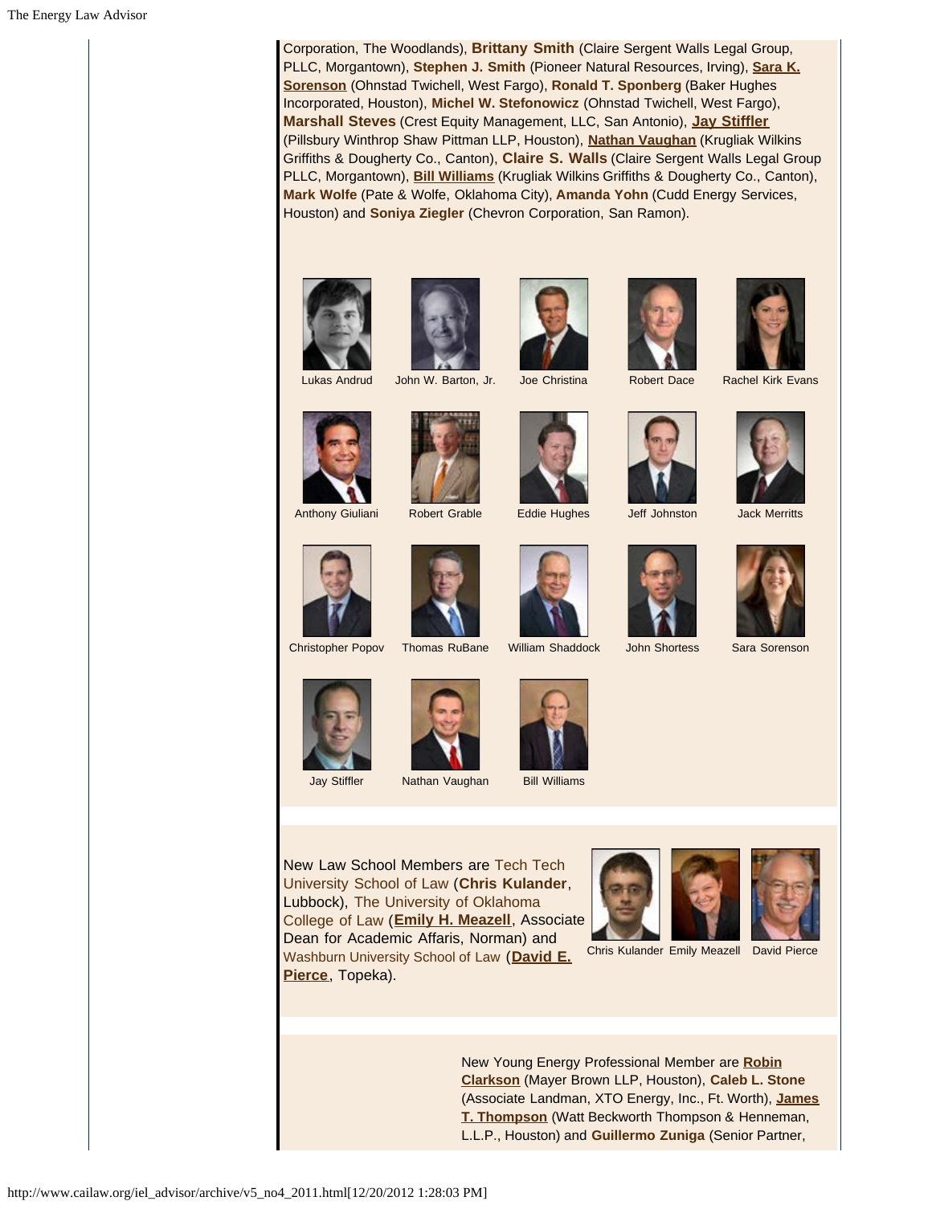Corporation, The Woodlands), **Brittany Smith** (Claire Sergent Walls Legal Group, PLLC, Morgantown), **Stephen J. Smith** (Pioneer Natural Resources, Irving), **Sara K. Sorenson** (Ohnstad Twichell, West Fargo), **Ronald T. Sponberg** (Baker Hughes Incorporated, Houston), **Michel W. Stefonowicz** (Ohnstad Twichell, West Fargo), **Marshall Steves** (Crest Equity Management, LLC, San Antonio), **Jay Stiffler** (Pillsbury Winthrop Shaw Pittman LLP, Houston), **Nathan Vaughan** (Krugliak Wilkins Griffiths & Dougherty Co., Canton), **Claire S. Walls** (Claire Sergent Walls Legal Group PLLC, Morgantown), **Bill Williams** (Krugliak Wilkins Griffiths & Dougherty Co., Canton), **Mark Wolfe** (Pate & Wolfe, Oklahoma City), **Amanda Yohn** (Cudd Energy Services, Houston) and **Soniya Ziegler** (Chevron Corporation, San Ramon).

Lukas Andrud | John W. Barton, Jr. | Joe Christina | Robert Dace | Rachel Kirk Evans

Anthony Giuliani | Robert Grable | Eddie Hughes | Jeff Johnston | Jack Merritts

Christopher Popov | Thomas RuBane | William Shaddock | John Shortess | Sara Sorenson

Jay Stiffler | Nathan Vaughan | Bill Williams

New Law School Members are Tech Tech University School of Law (**Chris Kulander**, Lubbock), The University of Oklahoma College of Law (**Emily H. Meazell**, Associate Dean for Academic Affaris, Norman) and Washburn University School of Law (**David E. Pierce**, Topeka).

Chris Kulander | Emily Meazell | David Pierce

New Young Energy Professional Member are **Robin Clarkson** (Mayer Brown LLP, Houston), **Caleb L. Stone** (Associate Landman, XTO Energy, Inc., Ft. Worth), **James T. Thompson** (Watt Beckworth Thompson & Henneman, L.L.P., Houston) and **Guillermo Zuniga** (Senior Partner,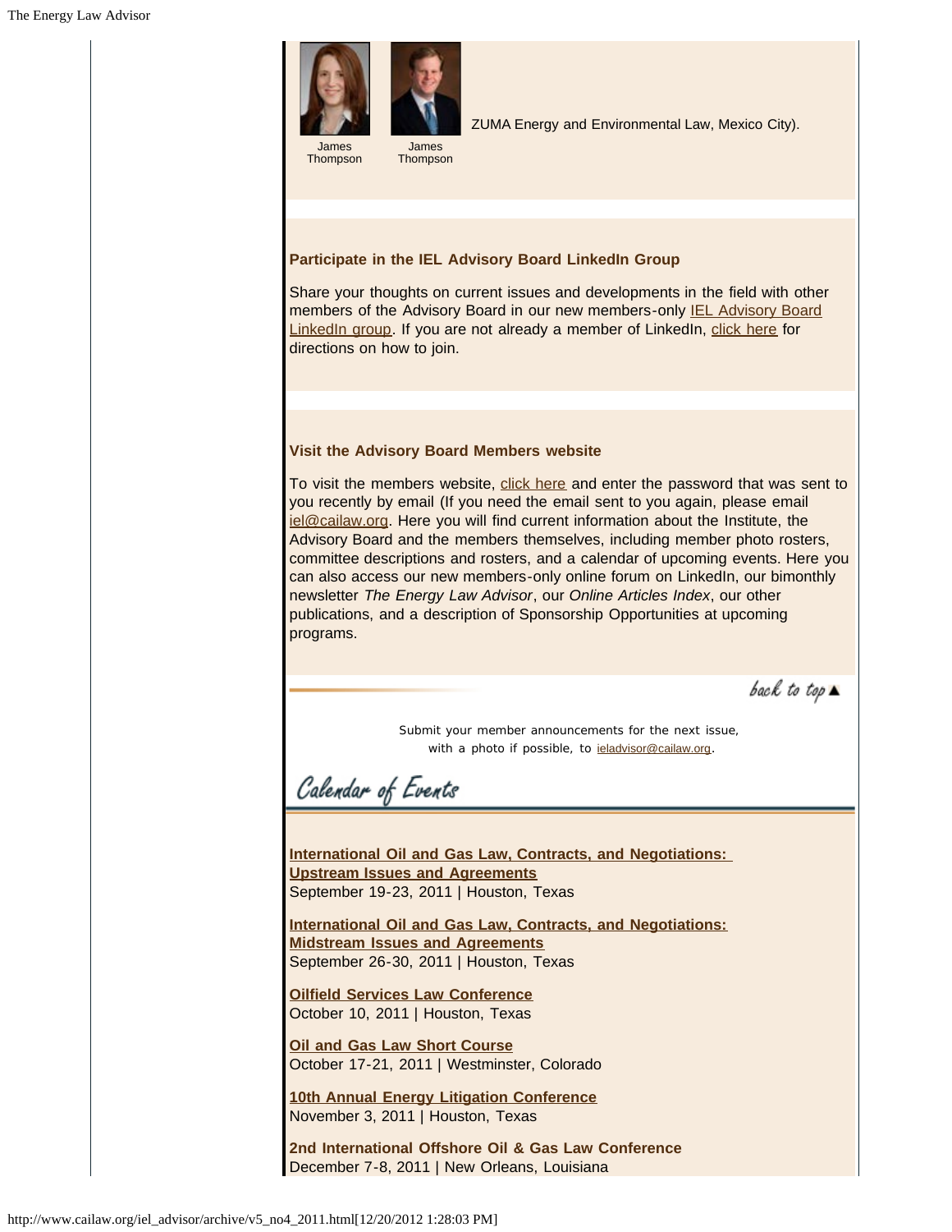James Thompson James Thompson ZUMA Energy and Environmental Law, Mexico City).

**Participate in the IEL Advisory Board LinkedIn Group**

Share your thoughts on current issues and developments in the field with other members of the Advisory Board in our new members-only IEL Advisory Board LinkedIn group. If you are not already a member of LinkedIn, click here for directions on how to join.

**Visit the Advisory Board Members website**

To visit the members website, click here and enter the password that was sent to you recently by email (If you need the email sent to you again, please email iel@cailaw.org. Here you will find current information about the Institute, the Advisory Board and the members themselves, including member photo rosters, committee descriptions and rosters, and a calendar of upcoming events. Here you can also access our new members-only online forum on LinkedIn, our bimonthly newsletter *The Energy Law Advisor*, our *Online Articles Index*, our other publications, and a description of Sponsorship Opportunities at upcoming programs.

back to top ▲

Submit your member announcements for the next issue, with a photo if possible, to ieladvisor@cailaw.org.

## Calendar of Events

**International Oil and Gas Law, Contracts, and Negotiations: Upstream Issues and Agreements**
September 19-23, 2011 | Houston, Texas

**International Oil and Gas Law, Contracts, and Negotiations: Midstream Issues and Agreements**
September 26-30, 2011 | Houston, Texas

**Oilfield Services Law Conference**
October 10, 2011 | Houston, Texas

**Oil and Gas Law Short Course**
October 17-21, 2011 | Westminster, Colorado

**10th Annual Energy Litigation Conference**
November 3, 2011 | Houston, Texas

**2nd International Offshore Oil & Gas Law Conference**
December 7-8, 2011 | New Orleans, Louisiana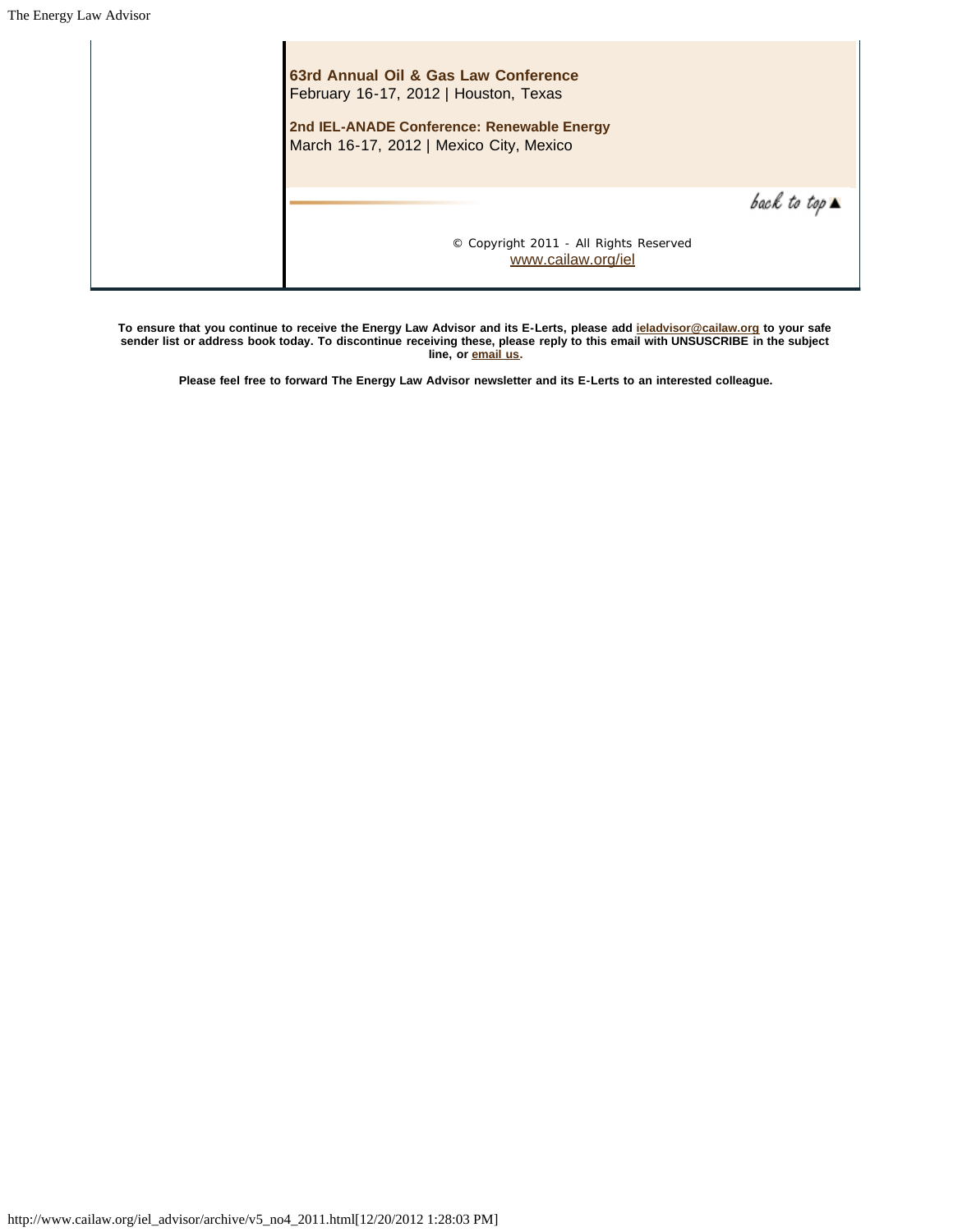**63rd Annual Oil & Gas Law Conference**
February 16-17, 2012 | Houston, Texas

**2nd IEL-ANADE Conference: Renewable Energy**
March 16-17, 2012 | Mexico City, Mexico

back to top ▲

© Copyright 2011 - All Rights Reserved
www.cailaw.org/iel

**To ensure that you continue to receive the Energy Law Advisor and its E-Lerts, please add ieladvisor@cailaw.org to your safe sender list or address book today. To discontinue receiving these, please reply to this email with UNSUSCRIBE in the subject line, or email us.**

**Please feel free to forward The Energy Law Advisor newsletter and its E-Lerts to an interested colleague.**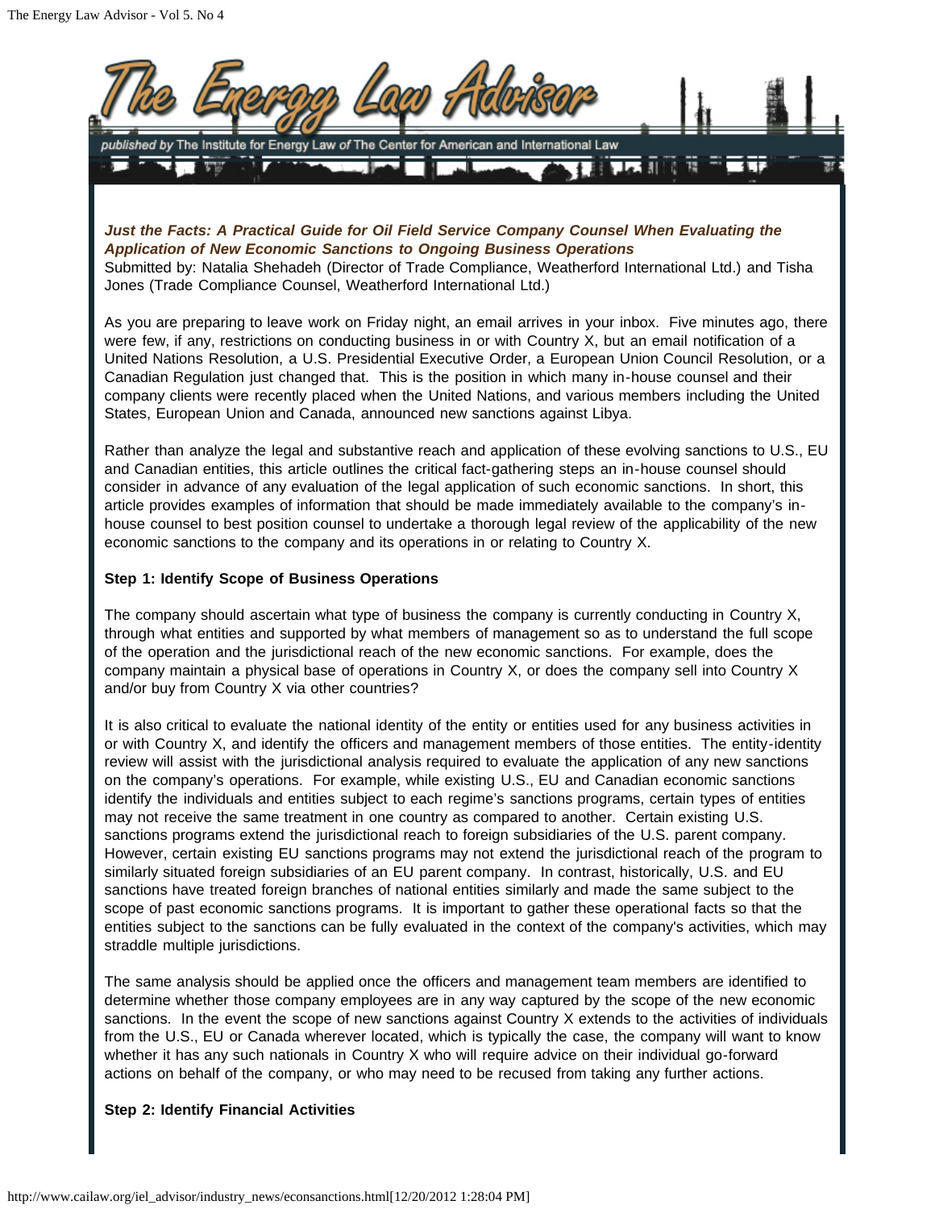***Just the Facts: A Practical Guide for Oil Field Service Company Counsel When Evaluating the Application of New Economic Sanctions to Ongoing Business Operations***

Submitted by: Natalia Shehadeh (Director of Trade Compliance, Weatherford International Ltd.) and Tisha Jones (Trade Compliance Counsel, Weatherford International Ltd.)

As you are preparing to leave work on Friday night, an email arrives in your inbox. Five minutes ago, there were few, if any, restrictions on conducting business in or with Country X, but an email notification of a United Nations Resolution, a U.S. Presidential Executive Order, a European Union Council Resolution, or a Canadian Regulation just changed that. This is the position in which many in-house counsel and their company clients were recently placed when the United Nations, and various members including the United States, European Union and Canada, announced new sanctions against Libya.

Rather than analyze the legal and substantive reach and application of these evolving sanctions to U.S., EU and Canadian entities, this article outlines the critical fact-gathering steps an in-house counsel should consider in advance of any evaluation of the legal application of such economic sanctions. In short, this article provides examples of information that should be made immediately available to the company's in-house counsel to best position counsel to undertake a thorough legal review of the applicability of the new economic sanctions to the company and its operations in or relating to Country X.

**Step 1: Identify Scope of Business Operations**

The company should ascertain what type of business the company is currently conducting in Country X, through what entities and supported by what members of management so as to understand the full scope of the operation and the jurisdictional reach of the new economic sanctions. For example, does the company maintain a physical base of operations in Country X, or does the company sell into Country X and/or buy from Country X via other countries?

It is also critical to evaluate the national identity of the entity or entities used for any business activities in or with Country X, and identify the officers and management members of those entities. The entity-identity review will assist with the jurisdictional analysis required to evaluate the application of any new sanctions on the company's operations. For example, while existing U.S., EU and Canadian economic sanctions identify the individuals and entities subject to each regime's sanctions programs, certain types of entities may not receive the same treatment in one country as compared to another. Certain existing U.S. sanctions programs extend the jurisdictional reach to foreign subsidiaries of the U.S. parent company. However, certain existing EU sanctions programs may not extend the jurisdictional reach of the program to similarly situated foreign subsidiaries of an EU parent company. In contrast, historically, U.S. and EU sanctions have treated foreign branches of national entities similarly and made the same subject to the scope of past economic sanctions programs. It is important to gather these operational facts so that the entities subject to the sanctions can be fully evaluated in the context of the company's activities, which may straddle multiple jurisdictions.

The same analysis should be applied once the officers and management team members are identified to determine whether those company employees are in any way captured by the scope of the new economic sanctions. In the event the scope of new sanctions against Country X extends to the activities of individuals from the U.S., EU or Canada wherever located, which is typically the case, the company will want to know whether it has any such nationals in Country X who will require advice on their individual go-forward actions on behalf of the company, or who may need to be recused from taking any further actions.

**Step 2: Identify Financial Activities**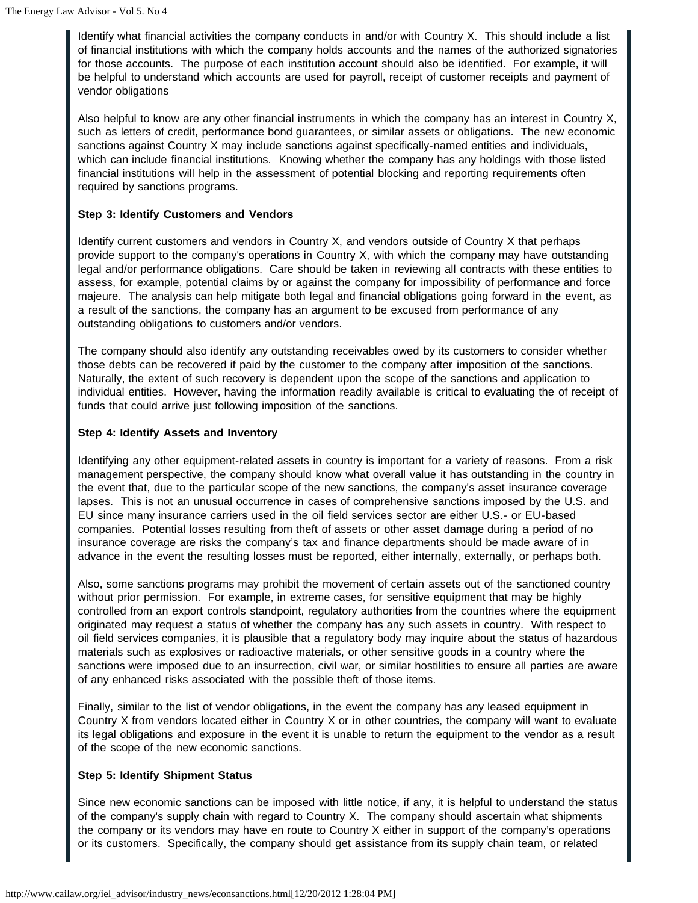Identify what financial activities the company conducts in and/or with Country X. This should include a list of financial institutions with which the company holds accounts and the names of the authorized signatories for those accounts. The purpose of each institution account should also be identified. For example, it will be helpful to understand which accounts are used for payroll, receipt of customer receipts and payment of vendor obligations

Also helpful to know are any other financial instruments in which the company has an interest in Country X, such as letters of credit, performance bond guarantees, or similar assets or obligations. The new economic sanctions against Country X may include sanctions against specifically-named entities and individuals, which can include financial institutions. Knowing whether the company has any holdings with those listed financial institutions will help in the assessment of potential blocking and reporting requirements often required by sanctions programs.

**Step 3: Identify Customers and Vendors**

Identify current customers and vendors in Country X, and vendors outside of Country X that perhaps provide support to the company's operations in Country X, with which the company may have outstanding legal and/or performance obligations. Care should be taken in reviewing all contracts with these entities to assess, for example, potential claims by or against the company for impossibility of performance and force majeure. The analysis can help mitigate both legal and financial obligations going forward in the event, as a result of the sanctions, the company has an argument to be excused from performance of any outstanding obligations to customers and/or vendors.

The company should also identify any outstanding receivables owed by its customers to consider whether those debts can be recovered if paid by the customer to the company after imposition of the sanctions. Naturally, the extent of such recovery is dependent upon the scope of the sanctions and application to individual entities. However, having the information readily available is critical to evaluating the of receipt of funds that could arrive just following imposition of the sanctions.

**Step 4: Identify Assets and Inventory**

Identifying any other equipment-related assets in country is important for a variety of reasons. From a risk management perspective, the company should know what overall value it has outstanding in the country in the event that, due to the particular scope of the new sanctions, the company's asset insurance coverage lapses. This is not an unusual occurrence in cases of comprehensive sanctions imposed by the U.S. and EU since many insurance carriers used in the oil field services sector are either U.S.- or EU-based companies. Potential losses resulting from theft of assets or other asset damage during a period of no insurance coverage are risks the company's tax and finance departments should be made aware of in advance in the event the resulting losses must be reported, either internally, externally, or perhaps both.

Also, some sanctions programs may prohibit the movement of certain assets out of the sanctioned country without prior permission. For example, in extreme cases, for sensitive equipment that may be highly controlled from an export controls standpoint, regulatory authorities from the countries where the equipment originated may request a status of whether the company has any such assets in country. With respect to oil field services companies, it is plausible that a regulatory body may inquire about the status of hazardous materials such as explosives or radioactive materials, or other sensitive goods in a country where the sanctions were imposed due to an insurrection, civil war, or similar hostilities to ensure all parties are aware of any enhanced risks associated with the possible theft of those items.

Finally, similar to the list of vendor obligations, in the event the company has any leased equipment in Country X from vendors located either in Country X or in other countries, the company will want to evaluate its legal obligations and exposure in the event it is unable to return the equipment to the vendor as a result of the scope of the new economic sanctions.

**Step 5: Identify Shipment Status**

Since new economic sanctions can be imposed with little notice, if any, it is helpful to understand the status of the company's supply chain with regard to Country X. The company should ascertain what shipments the company or its vendors may have en route to Country X either in support of the company's operations or its customers. Specifically, the company should get assistance from its supply chain team, or related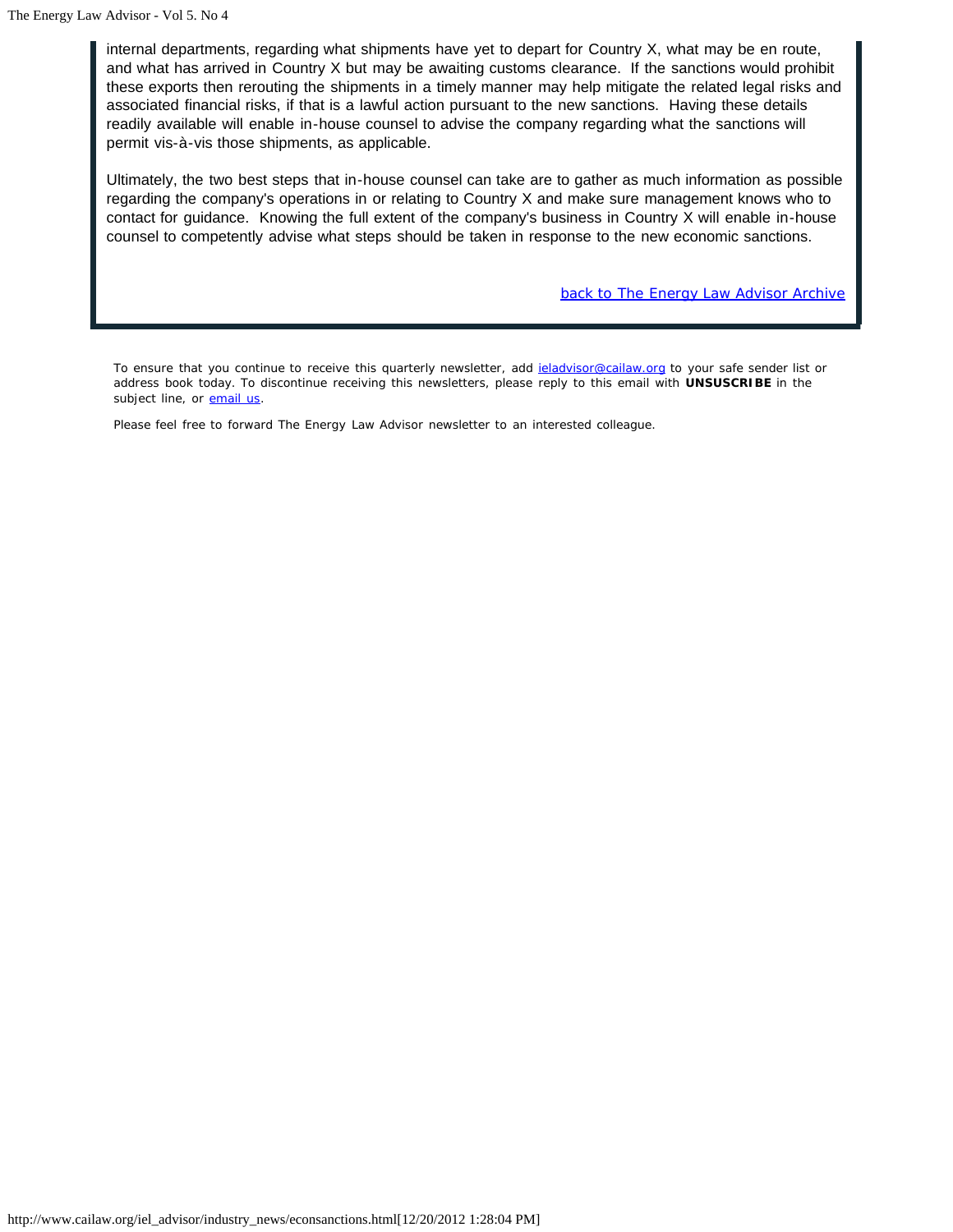internal departments, regarding what shipments have yet to depart for Country X, what may be en route, and what has arrived in Country X but may be awaiting customs clearance. If the sanctions would prohibit these exports then rerouting the shipments in a timely manner may help mitigate the related legal risks and associated financial risks, if that is a lawful action pursuant to the new sanctions. Having these details readily available will enable in-house counsel to advise the company regarding what the sanctions will permit vis-à-vis those shipments, as applicable.

Ultimately, the two best steps that in-house counsel can take are to gather as much information as possible regarding the company's operations in or relating to Country X and make sure management knows who to contact for guidance. Knowing the full extent of the company's business in Country X will enable in-house counsel to competently advise what steps should be taken in response to the new economic sanctions.

back to The Energy Law Advisor Archive

To ensure that you continue to receive this quarterly newsletter, add ieladvisor@cailaw.org to your safe sender list or address book today. To discontinue receiving this newsletters, please reply to this email with **UNSUSCRIBE** in the subject line, or email us.

Please feel free to forward The Energy Law Advisor newsletter to an interested colleague.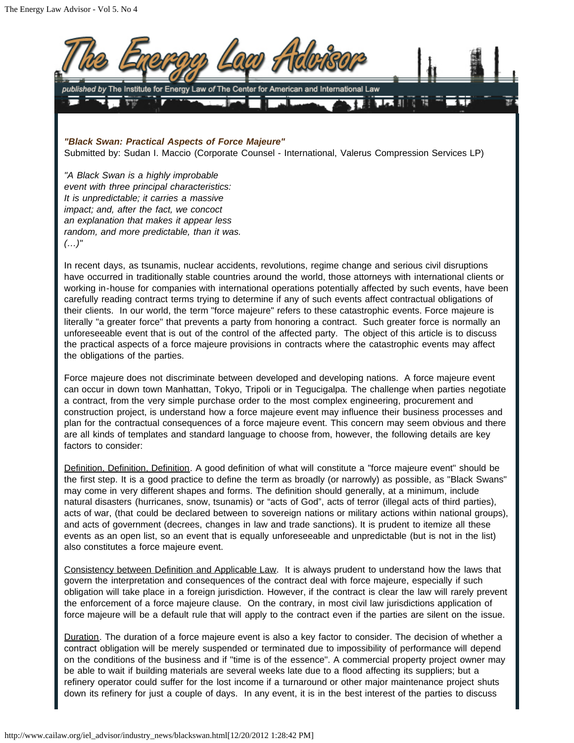*"Black Swan: Practical Aspects of Force Majeure"*
Submitted by: Sudan I. Maccio (Corporate Counsel - International, Valerus Compression Services LP)

*"A Black Swan is a highly improbable event with three principal characteristics: It is unpredictable; it carries a massive impact; and, after the fact, we concoct an explanation that makes it appear less random, and more predictable, than it was. (…)"*

In recent days, as tsunamis, nuclear accidents, revolutions, regime change and serious civil disruptions have occurred in traditionally stable countries around the world, those attorneys with international clients or working in-house for companies with international operations potentially affected by such events, have been carefully reading contract terms trying to determine if any of such events affect contractual obligations of their clients. In our world, the term "force majeure" refers to these catastrophic events. Force majeure is literally "a greater force" that prevents a party from honoring a contract. Such greater force is normally an unforeseeable event that is out of the control of the affected party. The object of this article is to discuss the practical aspects of a force majeure provisions in contracts where the catastrophic events may affect the obligations of the parties.

Force majeure does not discriminate between developed and developing nations. A force majeure event can occur in down town Manhattan, Tokyo, Tripoli or in Tegucigalpa. The challenge when parties negotiate a contract, from the very simple purchase order to the most complex engineering, procurement and construction project, is understand how a force majeure event may influence their business processes and plan for the contractual consequences of a force majeure event. This concern may seem obvious and there are all kinds of templates and standard language to choose from, however, the following details are key factors to consider:

Definition, Definition, Definition. A good definition of what will constitute a "force majeure event" should be the first step. It is a good practice to define the term as broadly (or narrowly) as possible, as "Black Swans" may come in very different shapes and forms. The definition should generally, at a minimum, include natural disasters (hurricanes, snow, tsunamis) or "acts of God", acts of terror (illegal acts of third parties), acts of war, (that could be declared between to sovereign nations or military actions within national groups), and acts of government (decrees, changes in law and trade sanctions). It is prudent to itemize all these events as an open list, so an event that is equally unforeseeable and unpredictable (but is not in the list) also constitutes a force majeure event.

Consistency between Definition and Applicable Law. It is always prudent to understand how the laws that govern the interpretation and consequences of the contract deal with force majeure, especially if such obligation will take place in a foreign jurisdiction. However, if the contract is clear the law will rarely prevent the enforcement of a force majeure clause. On the contrary, in most civil law jurisdictions application of force majeure will be a default rule that will apply to the contract even if the parties are silent on the issue.

Duration. The duration of a force majeure event is also a key factor to consider. The decision of whether a contract obligation will be merely suspended or terminated due to impossibility of performance will depend on the conditions of the business and if "time is of the essence". A commercial property project owner may be able to wait if building materials are several weeks late due to a flood affecting its suppliers; but a refinery operator could suffer for the lost income if a turnaround or other major maintenance project shuts down its refinery for just a couple of days. In any event, it is in the best interest of the parties to discuss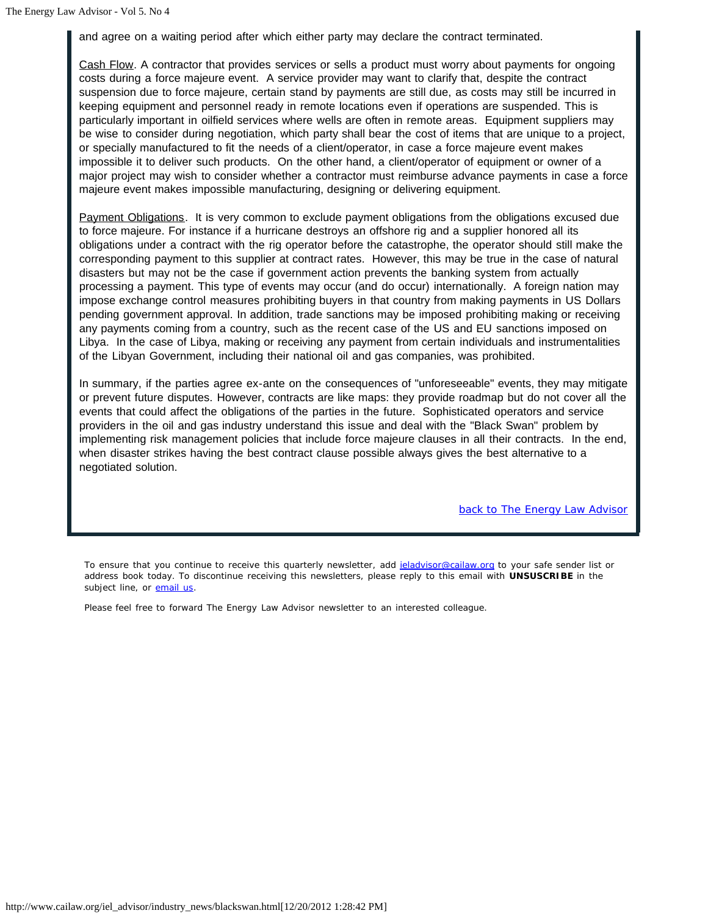and agree on a waiting period after which either party may declare the contract terminated.

Cash Flow. A contractor that provides services or sells a product must worry about payments for ongoing costs during a force majeure event. A service provider may want to clarify that, despite the contract suspension due to force majeure, certain stand by payments are still due, as costs may still be incurred in keeping equipment and personnel ready in remote locations even if operations are suspended. This is particularly important in oilfield services where wells are often in remote areas. Equipment suppliers may be wise to consider during negotiation, which party shall bear the cost of items that are unique to a project, or specially manufactured to fit the needs of a client/operator, in case a force majeure event makes impossible it to deliver such products. On the other hand, a client/operator of equipment or owner of a major project may wish to consider whether a contractor must reimburse advance payments in case a force majeure event makes impossible manufacturing, designing or delivering equipment.

Payment Obligations. It is very common to exclude payment obligations from the obligations excused due to force majeure. For instance if a hurricane destroys an offshore rig and a supplier honored all its obligations under a contract with the rig operator before the catastrophe, the operator should still make the corresponding payment to this supplier at contract rates. However, this may be true in the case of natural disasters but may not be the case if government action prevents the banking system from actually processing a payment. This type of events may occur (and do occur) internationally. A foreign nation may impose exchange control measures prohibiting buyers in that country from making payments in US Dollars pending government approval. In addition, trade sanctions may be imposed prohibiting making or receiving any payments coming from a country, such as the recent case of the US and EU sanctions imposed on Libya. In the case of Libya, making or receiving any payment from certain individuals and instrumentalities of the Libyan Government, including their national oil and gas companies, was prohibited.

In summary, if the parties agree ex-ante on the consequences of "unforeseeable" events, they may mitigate or prevent future disputes. However, contracts are like maps: they provide roadmap but do not cover all the events that could affect the obligations of the parties in the future. Sophisticated operators and service providers in the oil and gas industry understand this issue and deal with the "Black Swan" problem by implementing risk management policies that include force majeure clauses in all their contracts. In the end, when disaster strikes having the best contract clause possible always gives the best alternative to a negotiated solution.

back to The Energy Law Advisor

To ensure that you continue to receive this quarterly newsletter, add ieladvisor@cailaw.org to your safe sender list or address book today. To discontinue receiving this newsletters, please reply to this email with **UNSUSCRIBE** in the subject line, or email us.

Please feel free to forward The Energy Law Advisor newsletter to an interested colleague.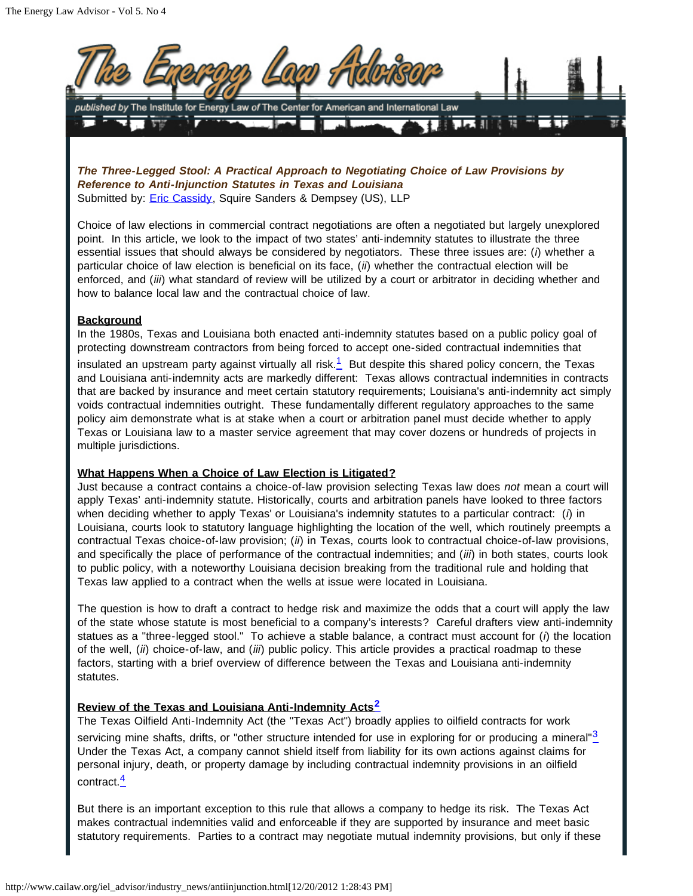*The Three-Legged Stool: A Practical Approach to Negotiating Choice of Law Provisions by Reference to Anti-Injunction Statutes in Texas and Louisiana*
Submitted by: Eric Cassidy, Squire Sanders & Dempsey (US), LLP

Choice of law elections in commercial contract negotiations are often a negotiated but largely unexplored point. In this article, we look to the impact of two states' anti-indemnity statutes to illustrate the three essential issues that should always be considered by negotiators. These three issues are: (*i*) whether a particular choice of law election is beneficial on its face, (*ii*) whether the contractual election will be enforced, and (*iii*) what standard of review will be utilized by a court or arbitrator in deciding whether and how to balance local law and the contractual choice of law.

**Background**

In the 1980s, Texas and Louisiana both enacted anti-indemnity statutes based on a public policy goal of protecting downstream contractors from being forced to accept one-sided contractual indemnities that insulated an upstream party against virtually all risk.[1] But despite this shared policy concern, the Texas and Louisiana anti-indemnity acts are markedly different: Texas allows contractual indemnities in contracts that are backed by insurance and meet certain statutory requirements; Louisiana's anti-indemnity act simply voids contractual indemnities outright. These fundamentally different regulatory approaches to the same policy aim demonstrate what is at stake when a court or arbitration panel must decide whether to apply Texas or Louisiana law to a master service agreement that may cover dozens or hundreds of projects in multiple jurisdictions.

**What Happens When a Choice of Law Election is Litigated?**

Just because a contract contains a choice-of-law provision selecting Texas law does *not* mean a court will apply Texas' anti-indemnity statute. Historically, courts and arbitration panels have looked to three factors when deciding whether to apply Texas' or Louisiana's indemnity statutes to a particular contract: (*i*) in Louisiana, courts look to statutory language highlighting the location of the well, which routinely preempts a contractual Texas choice-of-law provision; (*ii*) in Texas, courts look to contractual choice-of-law provisions, and specifically the place of performance of the contractual indemnities; and (*iii*) in both states, courts look to public policy, with a noteworthy Louisiana decision breaking from the traditional rule and holding that Texas law applied to a contract when the wells at issue were located in Louisiana.

The question is how to draft a contract to hedge risk and maximize the odds that a court will apply the law of the state whose statute is most beneficial to a company's interests? Careful drafters view anti-indemnity statues as a "three-legged stool." To achieve a stable balance, a contract must account for (*i*) the location of the well, (*ii*) choice-of-law, and (*iii*) public policy. This article provides a practical roadmap to these factors, starting with a brief overview of difference between the Texas and Louisiana anti-indemnity statutes.

**Review of the Texas and Louisiana Anti-Indemnity Acts[2]**

The Texas Oilfield Anti-Indemnity Act (the "Texas Act") broadly applies to oilfield contracts for work servicing mine shafts, drifts, or "other structure intended for use in exploring for or producing a mineral"[3] Under the Texas Act, a company cannot shield itself from liability for its own actions against claims for personal injury, death, or property damage by including contractual indemnity provisions in an oilfield contract.[4]

But there is an important exception to this rule that allows a company to hedge its risk. The Texas Act makes contractual indemnities valid and enforceable if they are supported by insurance and meet basic statutory requirements. Parties to a contract may negotiate mutual indemnity provisions, but only if these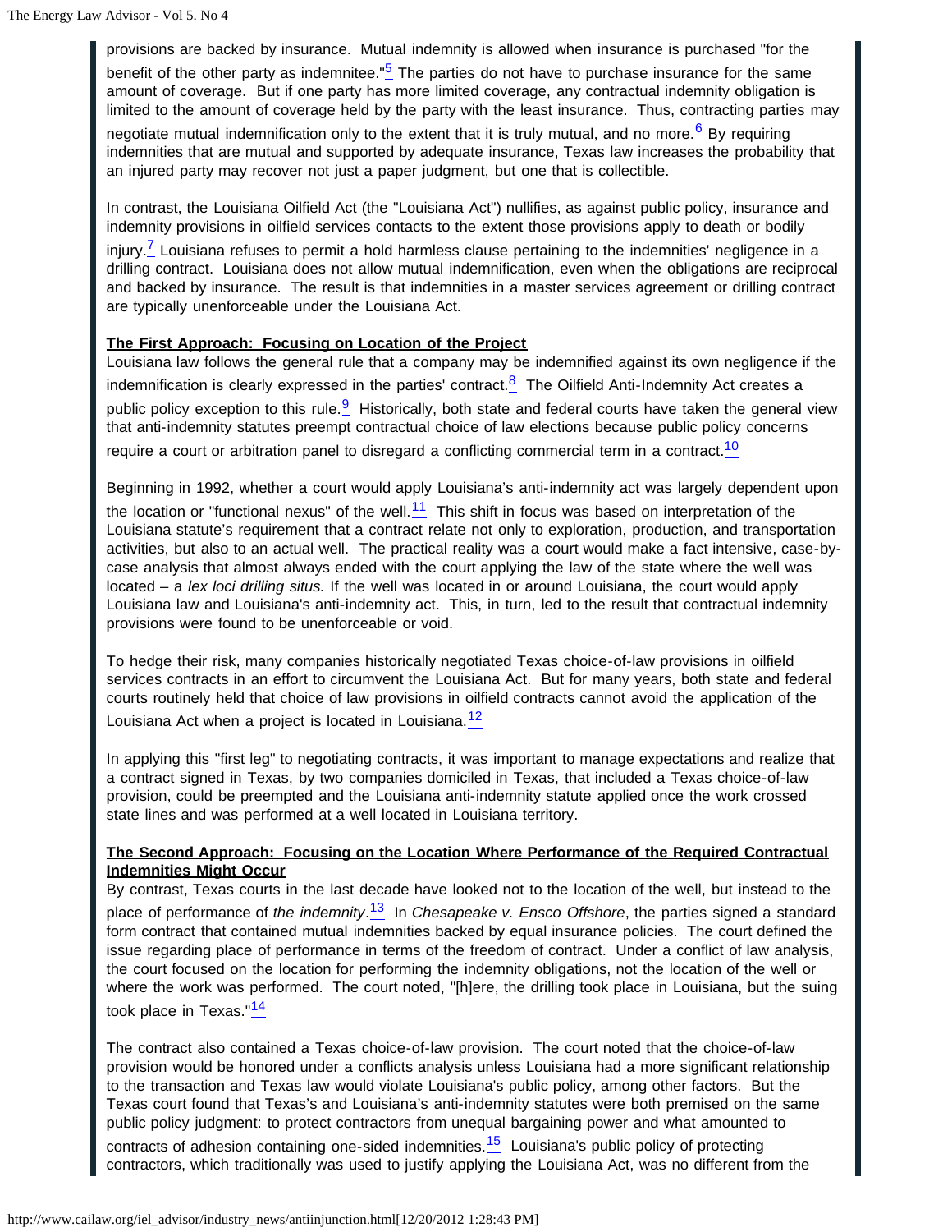provisions are backed by insurance. Mutual indemnity is allowed when insurance is purchased "for the benefit of the other party as indemnitee."[5] The parties do not have to purchase insurance for the same amount of coverage. But if one party has more limited coverage, any contractual indemnity obligation is limited to the amount of coverage held by the party with the least insurance. Thus, contracting parties may negotiate mutual indemnification only to the extent that it is truly mutual, and no more.[6] By requiring indemnities that are mutual and supported by adequate insurance, Texas law increases the probability that an injured party may recover not just a paper judgment, but one that is collectible.

In contrast, the Louisiana Oilfield Act (the "Louisiana Act") nullifies, as against public policy, insurance and indemnity provisions in oilfield services contacts to the extent those provisions apply to death or bodily injury.[7] Louisiana refuses to permit a hold harmless clause pertaining to the indemnities' negligence in a drilling contract. Louisiana does not allow mutual indemnification, even when the obligations are reciprocal and backed by insurance. The result is that indemnities in a master services agreement or drilling contract are typically unenforceable under the Louisiana Act.

**The First Approach: Focusing on Location of the Project**

Louisiana law follows the general rule that a company may be indemnified against its own negligence if the indemnification is clearly expressed in the parties' contract.[8] The Oilfield Anti-Indemnity Act creates a public policy exception to this rule.[9] Historically, both state and federal courts have taken the general view that anti-indemnity statutes preempt contractual choice of law elections because public policy concerns require a court or arbitration panel to disregard a conflicting commercial term in a contract.[10]

Beginning in 1992, whether a court would apply Louisiana's anti-indemnity act was largely dependent upon the location or "functional nexus" of the well.[11] This shift in focus was based on interpretation of the Louisiana statute's requirement that a contract relate not only to exploration, production, and transportation activities, but also to an actual well. The practical reality was a court would make a fact intensive, case-by-case analysis that almost always ended with the court applying the law of the state where the well was located – a *lex loci drilling situs.* If the well was located in or around Louisiana, the court would apply Louisiana law and Louisiana's anti-indemnity act. This, in turn, led to the result that contractual indemnity provisions were found to be unenforceable or void.

To hedge their risk, many companies historically negotiated Texas choice-of-law provisions in oilfield services contracts in an effort to circumvent the Louisiana Act. But for many years, both state and federal courts routinely held that choice of law provisions in oilfield contracts cannot avoid the application of the Louisiana Act when a project is located in Louisiana.[12]

In applying this "first leg" to negotiating contracts, it was important to manage expectations and realize that a contract signed in Texas, by two companies domiciled in Texas, that included a Texas choice-of-law provision, could be preempted and the Louisiana anti-indemnity statute applied once the work crossed state lines and was performed at a well located in Louisiana territory.

**The Second Approach: Focusing on the Location Where Performance of the Required Contractual Indemnities Might Occur**

By contrast, Texas courts in the last decade have looked not to the location of the well, but instead to the place of performance of *the indemnity*.[13] In *Chesapeake v. Ensco Offshore*, the parties signed a standard form contract that contained mutual indemnities backed by equal insurance policies. The court defined the issue regarding place of performance in terms of the freedom of contract. Under a conflict of law analysis, the court focused on the location for performing the indemnity obligations, not the location of the well or where the work was performed. The court noted, "[h]ere, the drilling took place in Louisiana, but the suing took place in Texas."[14]

The contract also contained a Texas choice-of-law provision. The court noted that the choice-of-law provision would be honored under a conflicts analysis unless Louisiana had a more significant relationship to the transaction and Texas law would violate Louisiana's public policy, among other factors. But the Texas court found that Texas's and Louisiana's anti-indemnity statutes were both premised on the same public policy judgment: to protect contractors from unequal bargaining power and what amounted to contracts of adhesion containing one-sided indemnities.[15] Louisiana's public policy of protecting contractors, which traditionally was used to justify applying the Louisiana Act, was no different from the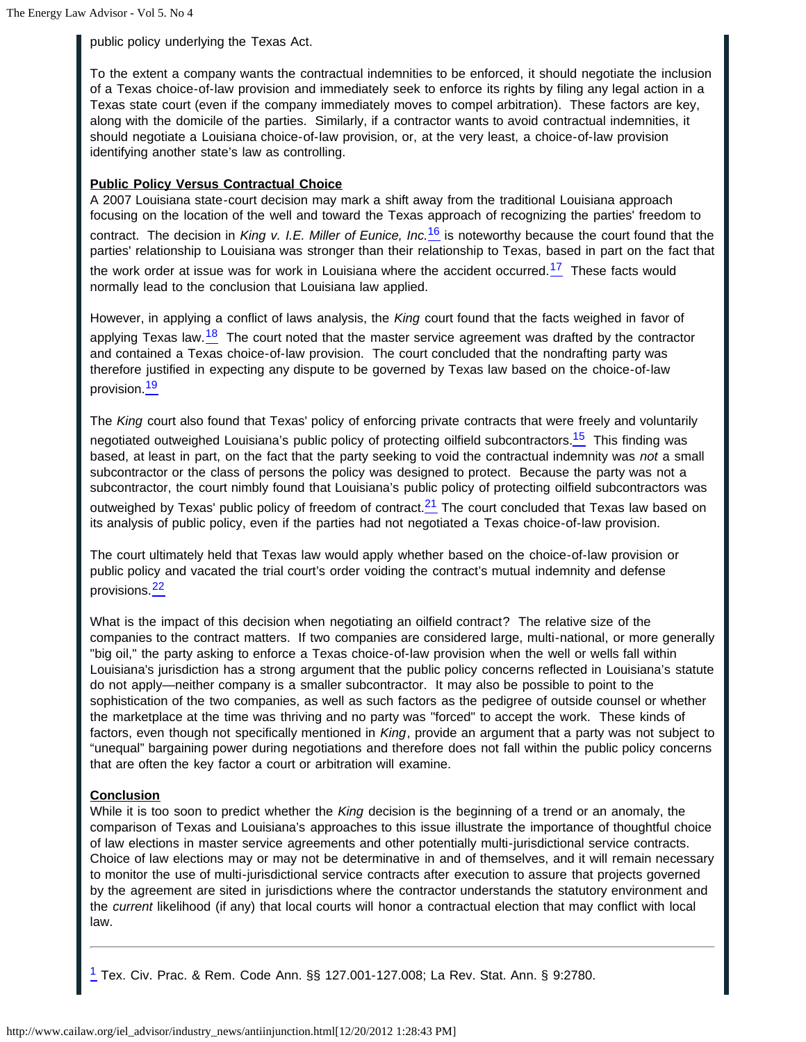public policy underlying the Texas Act.

To the extent a company wants the contractual indemnities to be enforced, it should negotiate the inclusion of a Texas choice-of-law provision and immediately seek to enforce its rights by filing any legal action in a Texas state court (even if the company immediately moves to compel arbitration). These factors are key, along with the domicile of the parties. Similarly, if a contractor wants to avoid contractual indemnities, it should negotiate a Louisiana choice-of-law provision, or, at the very least, a choice-of-law provision identifying another state's law as controlling.

**Public Policy Versus Contractual Choice**

A 2007 Louisiana state-court decision may mark a shift away from the traditional Louisiana approach focusing on the location of the well and toward the Texas approach of recognizing the parties' freedom to contract. The decision in *King v. I.E. Miller of Eunice, Inc.*[16] is noteworthy because the court found that the parties' relationship to Louisiana was stronger than their relationship to Texas, based in part on the fact that the work order at issue was for work in Louisiana where the accident occurred.[17] These facts would normally lead to the conclusion that Louisiana law applied.

However, in applying a conflict of laws analysis, the *King* court found that the facts weighed in favor of applying Texas law.[18] The court noted that the master service agreement was drafted by the contractor and contained a Texas choice-of-law provision. The court concluded that the nondrafting party was therefore justified in expecting any dispute to be governed by Texas law based on the choice-of-law provision.[19]

The *King* court also found that Texas' policy of enforcing private contracts that were freely and voluntarily negotiated outweighed Louisiana's public policy of protecting oilfield subcontractors.[15] This finding was based, at least in part, on the fact that the party seeking to void the contractual indemnity was *not* a small subcontractor or the class of persons the policy was designed to protect. Because the party was not a subcontractor, the court nimbly found that Louisiana's public policy of protecting oilfield subcontractors was outweighed by Texas' public policy of freedom of contract.[21] The court concluded that Texas law based on its analysis of public policy, even if the parties had not negotiated a Texas choice-of-law provision.

The court ultimately held that Texas law would apply whether based on the choice-of-law provision or public policy and vacated the trial court's order voiding the contract's mutual indemnity and defense provisions.[22]

What is the impact of this decision when negotiating an oilfield contract? The relative size of the companies to the contract matters. If two companies are considered large, multi-national, or more generally "big oil," the party asking to enforce a Texas choice-of-law provision when the well or wells fall within Louisiana's jurisdiction has a strong argument that the public policy concerns reflected in Louisiana's statute do not apply—neither company is a smaller subcontractor. It may also be possible to point to the sophistication of the two companies, as well as such factors as the pedigree of outside counsel or whether the marketplace at the time was thriving and no party was "forced" to accept the work. These kinds of factors, even though not specifically mentioned in *King*, provide an argument that a party was not subject to "unequal" bargaining power during negotiations and therefore does not fall within the public policy concerns that are often the key factor a court or arbitration will examine.

**Conclusion**

While it is too soon to predict whether the *King* decision is the beginning of a trend or an anomaly, the comparison of Texas and Louisiana's approaches to this issue illustrate the importance of thoughtful choice of law elections in master service agreements and other potentially multi-jurisdictional service contracts. Choice of law elections may or may not be determinative in and of themselves, and it will remain necessary to monitor the use of multi-jurisdictional service contracts after execution to assure that projects governed by the agreement are sited in jurisdictions where the contractor understands the statutory environment and the *current* likelihood (if any) that local courts will honor a contractual election that may conflict with local law.

---

[1] Tex. Civ. Prac. & Rem. Code Ann. §§ 127.001-127.008; La Rev. Stat. Ann. § 9:2780.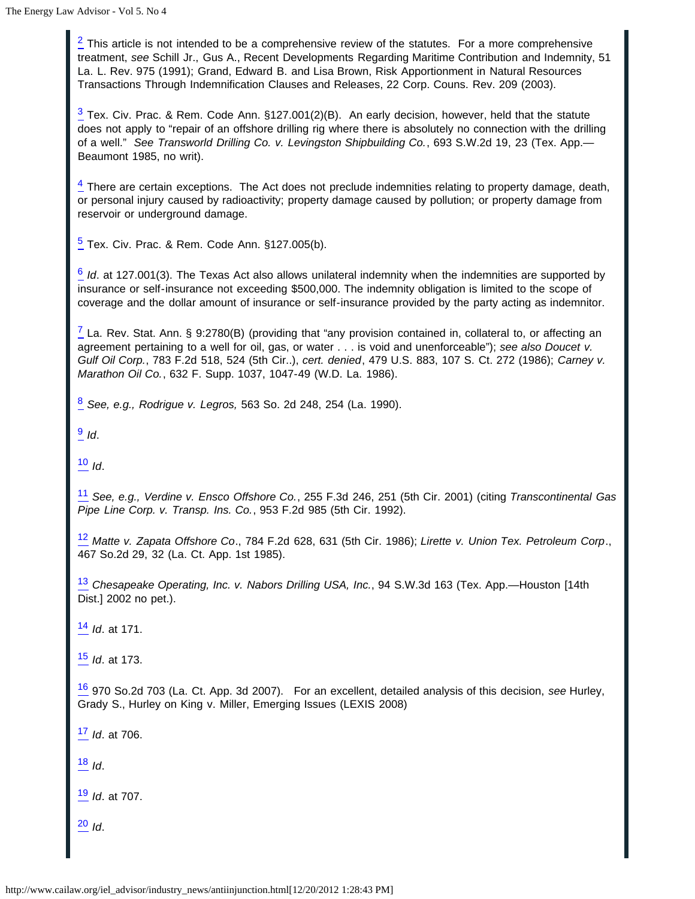[2] This article is not intended to be a comprehensive review of the statutes. For a more comprehensive treatment, *see* Schill Jr., Gus A., Recent Developments Regarding Maritime Contribution and Indemnity, 51 La. L. Rev. 975 (1991); Grand, Edward B. and Lisa Brown, Risk Apportionment in Natural Resources Transactions Through Indemnification Clauses and Releases, 22 Corp. Couns. Rev. 209 (2003).

[3] Tex. Civ. Prac. & Rem. Code Ann. §127.001(2)(B). An early decision, however, held that the statute does not apply to "repair of an offshore drilling rig where there is absolutely no connection with the drilling of a well." *See Transworld Drilling Co. v. Levingston Shipbuilding Co.*, 693 S.W.2d 19, 23 (Tex. App.—Beaumont 1985, no writ).

[4] There are certain exceptions. The Act does not preclude indemnities relating to property damage, death, or personal injury caused by radioactivity; property damage caused by pollution; or property damage from reservoir or underground damage.

[5] Tex. Civ. Prac. & Rem. Code Ann. §127.005(b).

[6] *Id*. at 127.001(3). The Texas Act also allows unilateral indemnity when the indemnities are supported by insurance or self-insurance not exceeding $500,000. The indemnity obligation is limited to the scope of coverage and the dollar amount of insurance or self-insurance provided by the party acting as indemnitor.

[7] La. Rev. Stat. Ann. § 9:2780(B) (providing that "any provision contained in, collateral to, or affecting an agreement pertaining to a well for oil, gas, or water . . . is void and unenforceable"); *see also Doucet v. Gulf Oil Corp.*, 783 F.2d 518, 524 (5th Cir..), *cert. denied*, 479 U.S. 883, 107 S. Ct. 272 (1986); *Carney v. Marathon Oil Co.*, 632 F. Supp. 1037, 1047-49 (W.D. La. 1986).

[8] *See, e.g., Rodrigue v. Legros,* 563 So. 2d 248, 254 (La. 1990).

[9] *Id*.

[10] *Id*.

[11] *See, e.g., Verdine v. Ensco Offshore Co.*, 255 F.3d 246, 251 (5th Cir. 2001) (citing *Transcontinental Gas Pipe Line Corp. v. Transp. Ins. Co.*, 953 F.2d 985 (5th Cir. 1992).

[12] *Matte v. Zapata Offshore Co*., 784 F.2d 628, 631 (5th Cir. 1986); *Lirette v. Union Tex. Petroleum Corp*., 467 So.2d 29, 32 (La. Ct. App. 1st 1985).

[13] *Chesapeake Operating, Inc. v. Nabors Drilling USA, Inc.*, 94 S.W.3d 163 (Tex. App.—Houston [14th Dist.] 2002 no pet.).

[14] *Id*. at 171.

[15] *Id*. at 173.

[16] 970 So.2d 703 (La. Ct. App. 3d 2007). For an excellent, detailed analysis of this decision, *see* Hurley, Grady S., Hurley on King v. Miller, Emerging Issues (LEXIS 2008)

[17] *Id*. at 706.

[18] *Id*.

[19] *Id*. at 707.

[20] *Id*.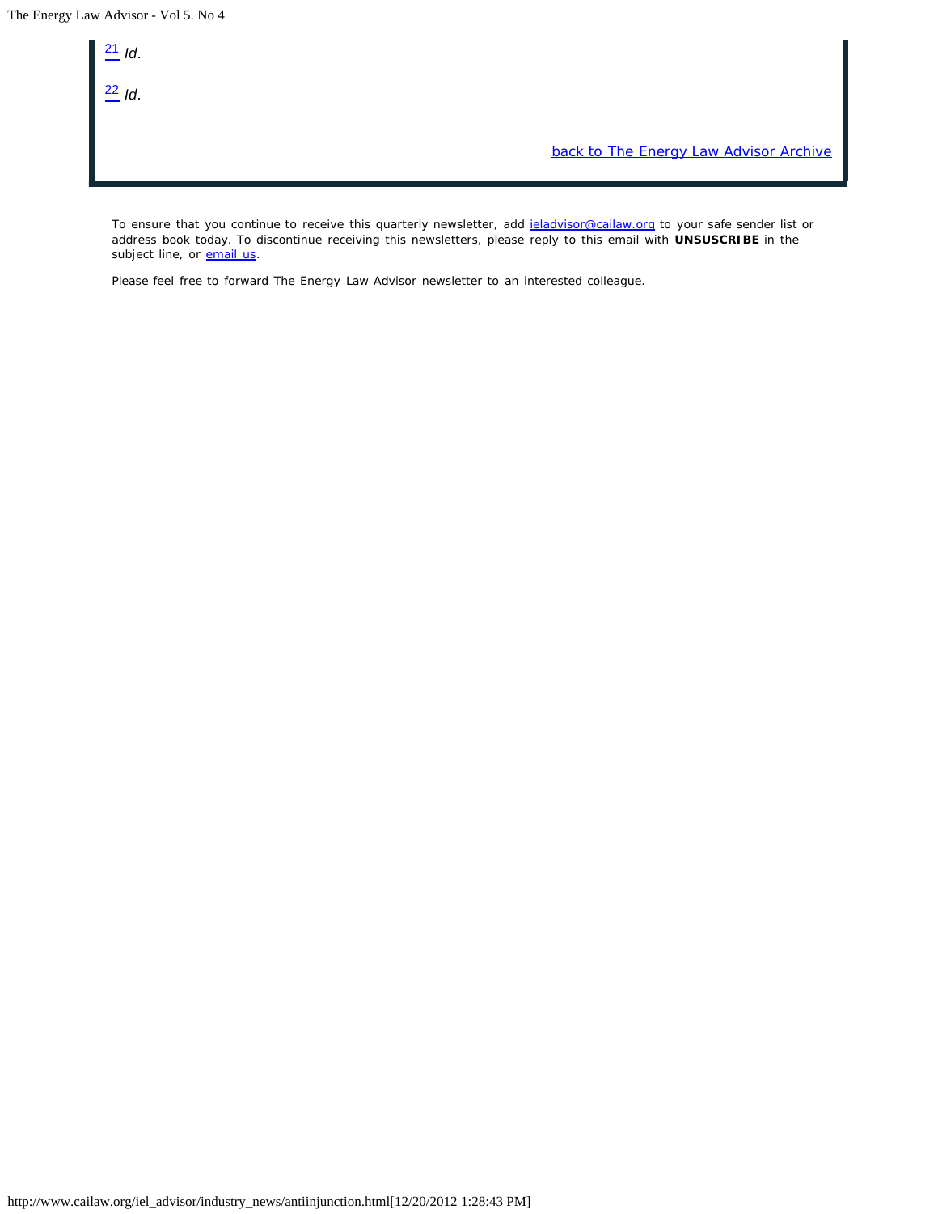[21] *Id.*

[22] *Id.*

back to The Energy Law Advisor Archive

To ensure that you continue to receive this quarterly newsletter, add ieladvisor@cailaw.org to your safe sender list or address book today. To discontinue receiving this newsletters, please reply to this email with **UNSUSCRIBE** in the subject line, or email us.

Please feel free to forward The Energy Law Advisor newsletter to an interested colleague.